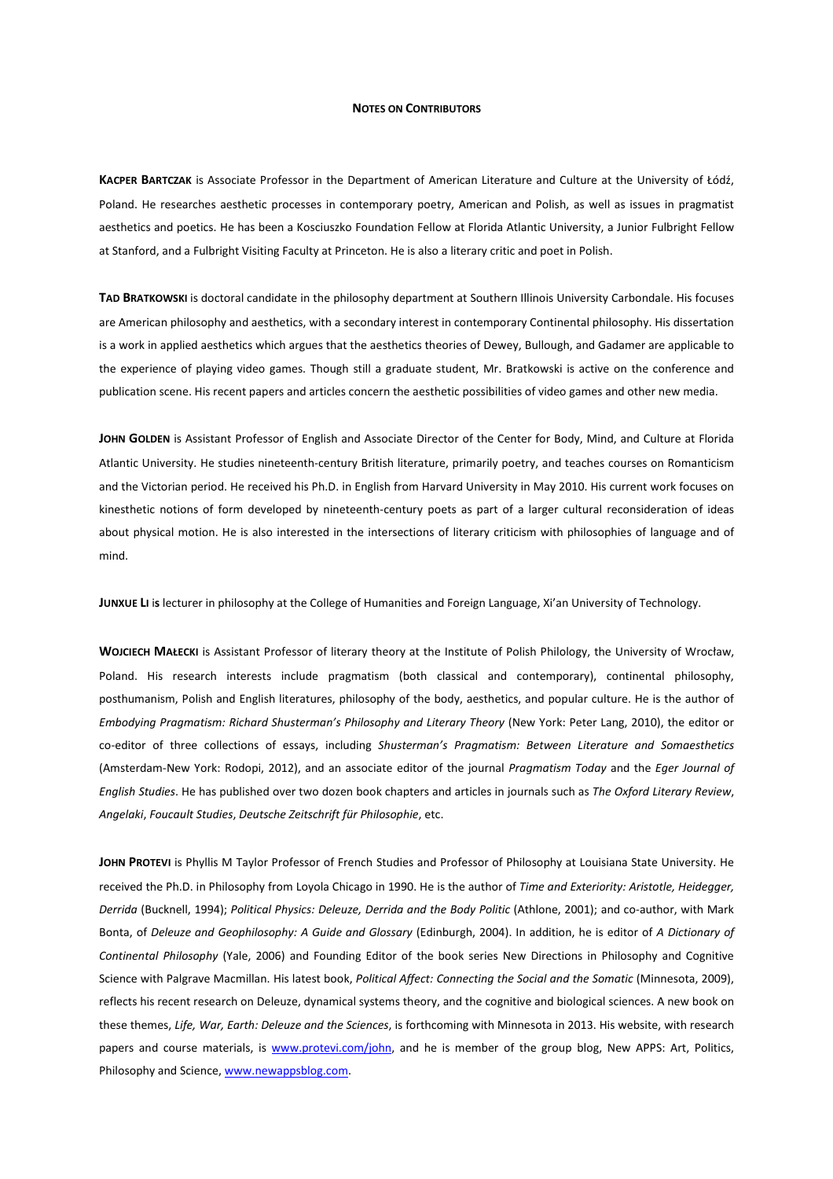## Notes on Contributors

**Kacper Bartczak** is Associate Professor in the Department of American Literature and Culture at the University of Łódź, Poland. He researches aesthetic processes in contemporary poetry, American and Polish, as well as issues in pragmatist aesthetics and poetics. He has been a Kosciuszko Foundation Fellow at Florida Atlantic University, a Junior Fulbright Fellow at Stanford, and a Fulbright Visiting Faculty at Princeton. He is also a literary critic and poet in Polish.

**Tad Bratkowski** is doctoral candidate in the philosophy department at Southern Illinois University Carbondale. His focuses are American philosophy and aesthetics, with a secondary interest in contemporary Continental philosophy. His dissertation is a work in applied aesthetics which argues that the aesthetics theories of Dewey, Bullough, and Gadamer are applicable to the experience of playing video games. Though still a graduate student, Mr. Bratkowski is active on the conference and publication scene. His recent papers and articles concern the aesthetic possibilities of video games and other new media.

**John Golden** is Assistant Professor of English and Associate Director of the Center for Body, Mind, and Culture at Florida Atlantic University. He studies nineteenth-century British literature, primarily poetry, and teaches courses on Romanticism and the Victorian period. He received his Ph.D. in English from Harvard University in May 2010. His current work focuses on kinesthetic notions of form developed by nineteenth-century poets as part of a larger cultural reconsideration of ideas about physical motion. He is also interested in the intersections of literary criticism with philosophies of language and of mind.

**Junxue Li** is lecturer in philosophy at the College of Humanities and Foreign Language, Xi'an University of Technology.

**Wojciech Małecki** is Assistant Professor of literary theory at the Institute of Polish Philology, the University of Wrocław, Poland. His research interests include pragmatism (both classical and contemporary), continental philosophy, posthumanism, Polish and English literatures, philosophy of the body, aesthetics, and popular culture. He is the author of *Embodying Pragmatism: Richard Shusterman's Philosophy and Literary Theory* (New York: Peter Lang, 2010), the editor or co-editor of three collections of essays, including *Shusterman's Pragmatism: Between Literature and Somaesthetics* (Amsterdam-New York: Rodopi, 2012), and an associate editor of the journal *Pragmatism Today* and the *Eger Journal of English Studies*. He has published over two dozen book chapters and articles in journals such as *The Oxford Literary Review*, *Angelaki*, *Foucault Studies*, *Deutsche Zeitschrift für Philosophie*, etc.

**John Protevi** is Phyllis M Taylor Professor of French Studies and Professor of Philosophy at Louisiana State University. He received the Ph.D. in Philosophy from Loyola Chicago in 1990. He is the author of *Time and Exteriority: Aristotle, Heidegger, Derrida* (Bucknell, 1994); *Political Physics: Deleuze, Derrida and the Body Politic* (Athlone, 2001); and co-author, with Mark Bonta, of *Deleuze and Geophilosophy: A Guide and Glossary* (Edinburgh, 2004). In addition, he is editor of *A Dictionary of Continental Philosophy* (Yale, 2006) and Founding Editor of the book series New Directions in Philosophy and Cognitive Science with Palgrave Macmillan. His latest book, *Political Affect: Connecting the Social and the Somatic* (Minnesota, 2009), reflects his recent research on Deleuze, dynamical systems theory, and the cognitive and biological sciences. A new book on these themes, *Life, War, Earth: Deleuze and the Sciences*, is forthcoming with Minnesota in 2013. His website, with research papers and course materials, is [www.protevi.com/john](www.protevi.com/john), and he is member of the group blog, New APPS: Art, Politics, Philosophy and Science, [www.newappsblog.com](www.newappsblog.com).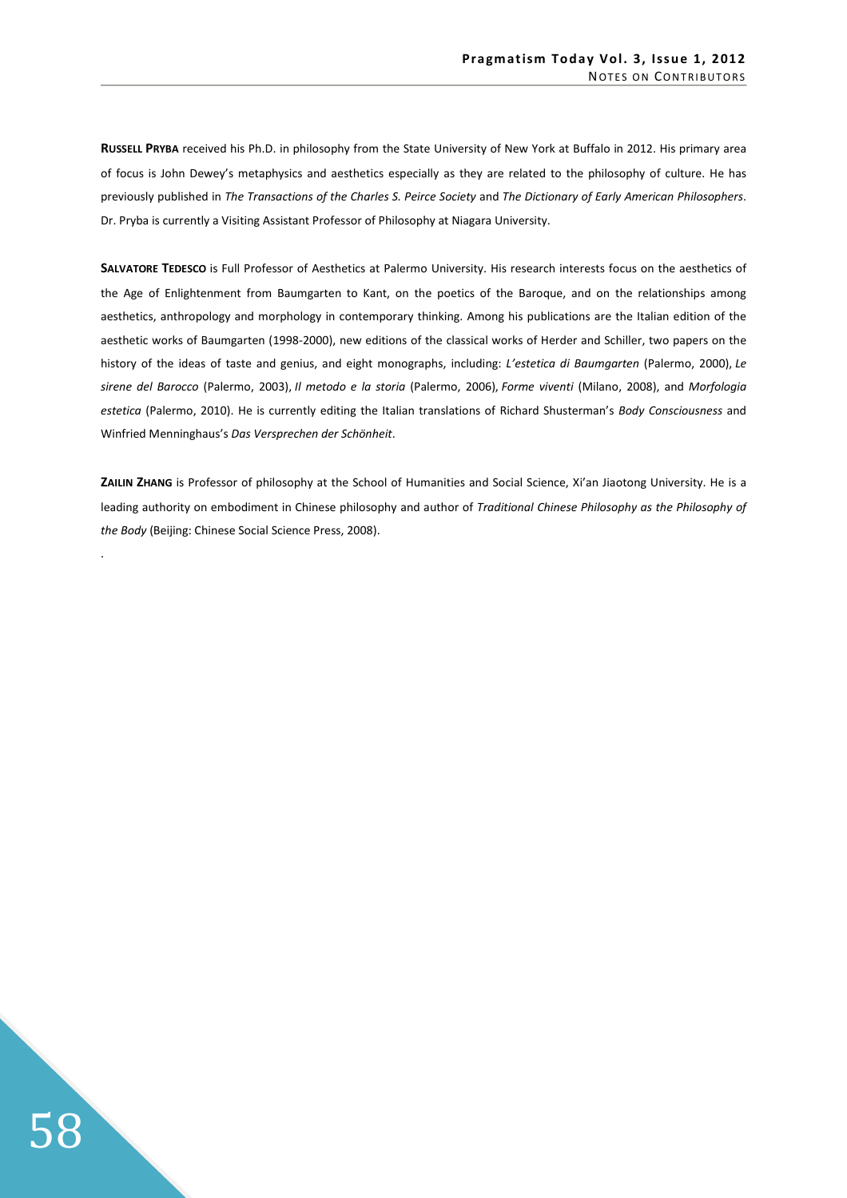**RUSSELL PRYBA** received his Ph.D. in philosophy from the State University of New York at Buffalo in 2012. His primary area of focus is John Dewey's metaphysics and aesthetics especially as they are related to the philosophy of culture. He has previously published in *The Transactions of the Charles S. Peirce Society* and *The Dictionary of Early American Philosophers*. Dr. Pryba is currently a Visiting Assistant Professor of Philosophy at Niagara University.

**SALVATORE TEDESCO** is Full Professor of Aesthetics at Palermo University. His research interests focus on the aesthetics of the Age of Enlightenment from Baumgarten to Kant, on the poetics of the Baroque, and on the relationships among aesthetics, anthropology and morphology in contemporary thinking. Among his publications are the Italian edition of the aesthetic works of Baumgarten (1998-2000), new editions of the classical works of Herder and Schiller, two papers on the history of the ideas of taste and genius, and eight monographs, including: *L'estetica di Baumgarten* (Palermo, 2000), *Le sirene del Barocco* (Palermo, 2003), *Il metodo e la storia* (Palermo, 2006), *Forme viventi* (Milano, 2008), and *Morfologia estetica* (Palermo, 2010). He is currently editing the Italian translations of Richard Shusterman's *Body Consciousness* and Winfried Menninghaus's *Das Versprechen der Schönheit*.

**ZAILIN ZHANG** is Professor of philosophy at the School of Humanities and Social Science, Xi'an Jiaotong University. He is a leading authority on embodiment in Chinese philosophy and author of *Traditional Chinese Philosophy as the Philosophy of the Body* (Beijing: Chinese Social Science Press, 2008).